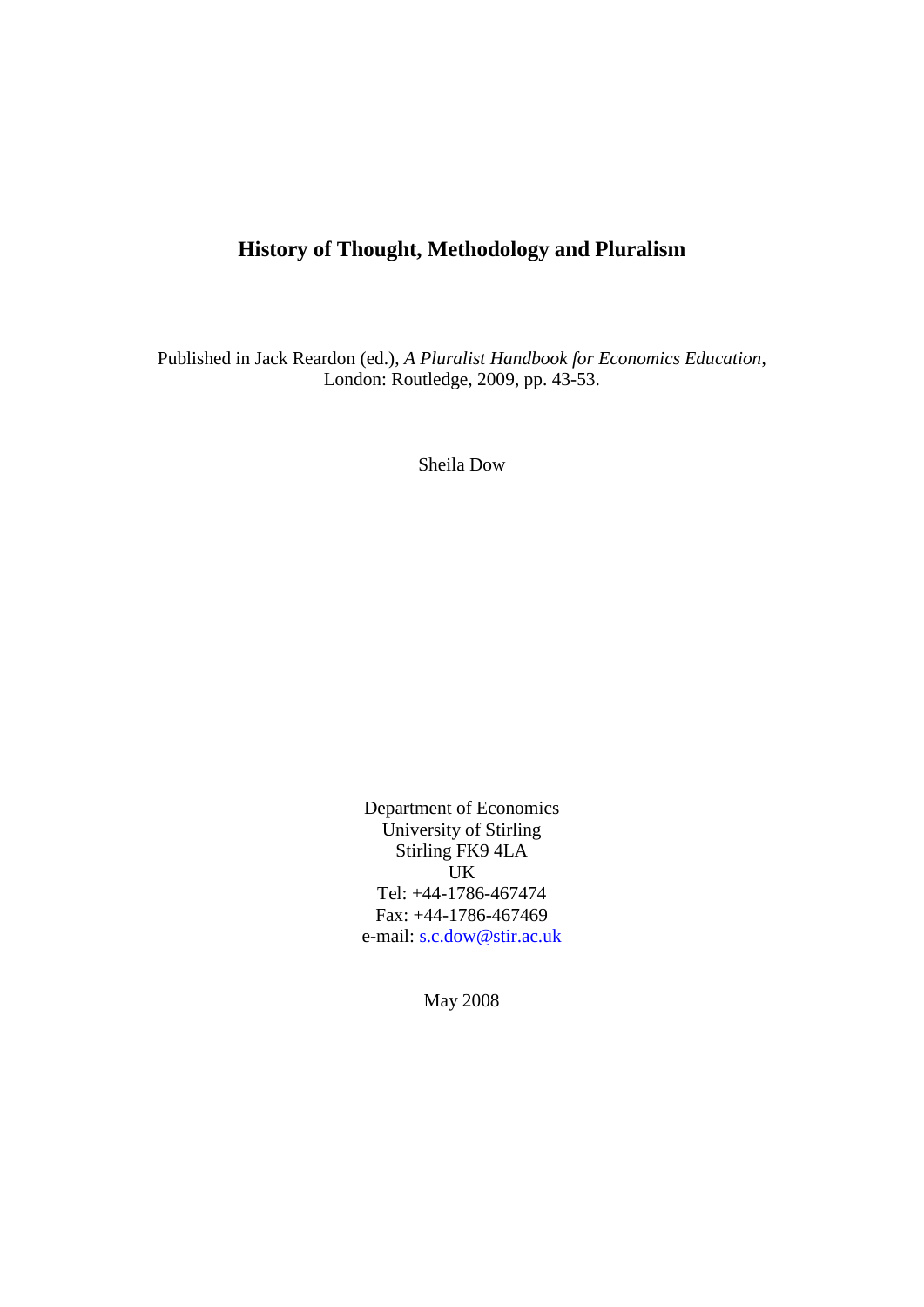# History of Thought, Methodology and Pluralism

Published in Jack Reardon (ed.), *A Pluralist Handbook for Economics Education*, London: Routledge, 2009, pp. 43-53.

Sheila Dow

Department of Economics
University of Stirling
Stirling FK9 4LA
UK
Tel: +44-1786-467474
Fax: +44-1786-467469
e-mail: s.c.dow@stir.ac.uk

May 2008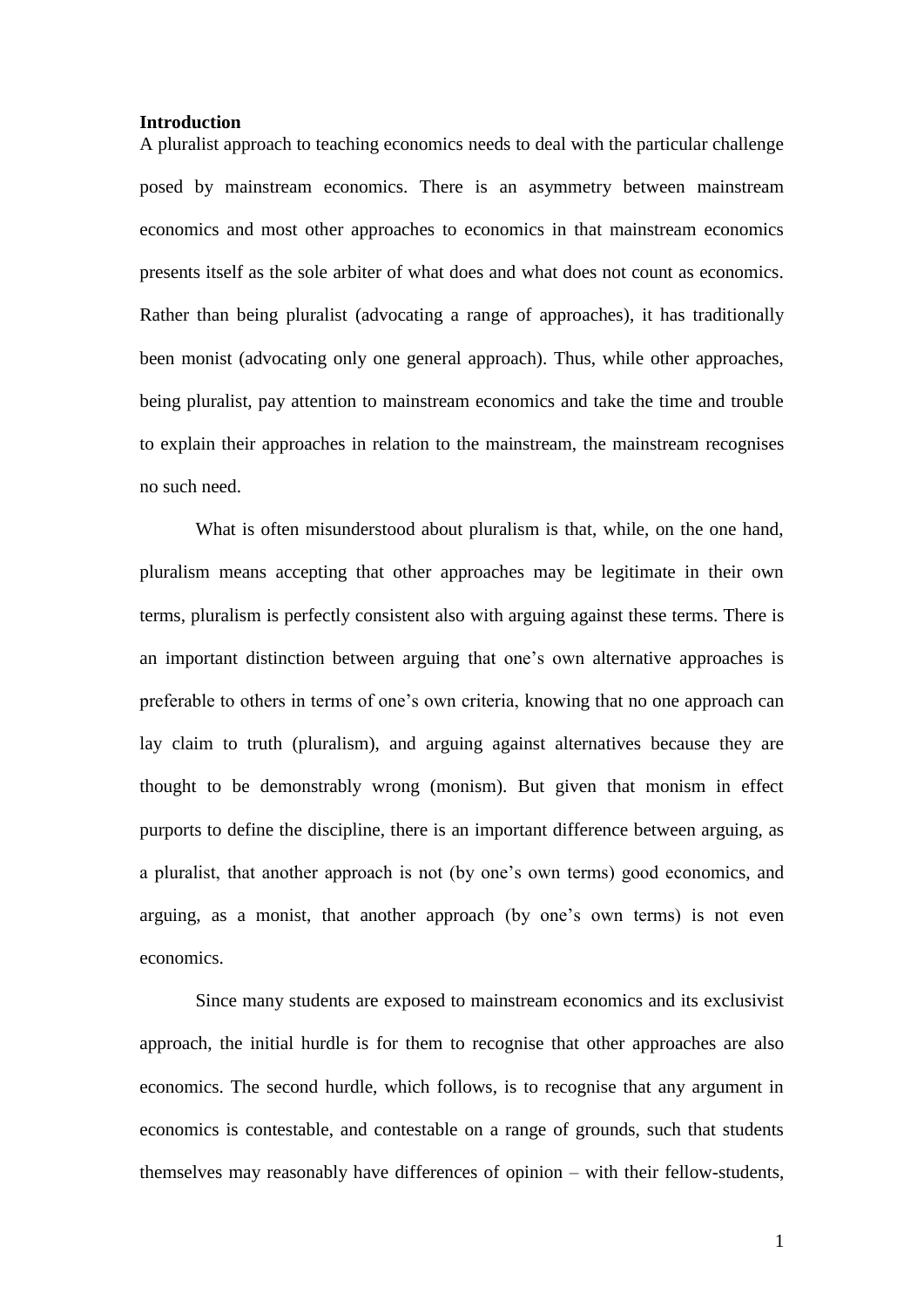**Introduction**

A pluralist approach to teaching economics needs to deal with the particular challenge posed by mainstream economics. There is an asymmetry between mainstream economics and most other approaches to economics in that mainstream economics presents itself as the sole arbiter of what does and what does not count as economics. Rather than being pluralist (advocating a range of approaches), it has traditionally been monist (advocating only one general approach). Thus, while other approaches, being pluralist, pay attention to mainstream economics and take the time and trouble to explain their approaches in relation to the mainstream, the mainstream recognises no such need.

What is often misunderstood about pluralism is that, while, on the one hand, pluralism means accepting that other approaches may be legitimate in their own terms, pluralism is perfectly consistent also with arguing against these terms. There is an important distinction between arguing that one's own alternative approaches is preferable to others in terms of one's own criteria, knowing that no one approach can lay claim to truth (pluralism), and arguing against alternatives because they are thought to be demonstrably wrong (monism). But given that monism in effect purports to define the discipline, there is an important difference between arguing, as a pluralist, that another approach is not (by one's own terms) good economics, and arguing, as a monist, that another approach (by one's own terms) is not even economics.

Since many students are exposed to mainstream economics and its exclusivist approach, the initial hurdle is for them to recognise that other approaches are also economics. The second hurdle, which follows, is to recognise that any argument in economics is contestable, and contestable on a range of grounds, such that students themselves may reasonably have differences of opinion – with their fellow-students,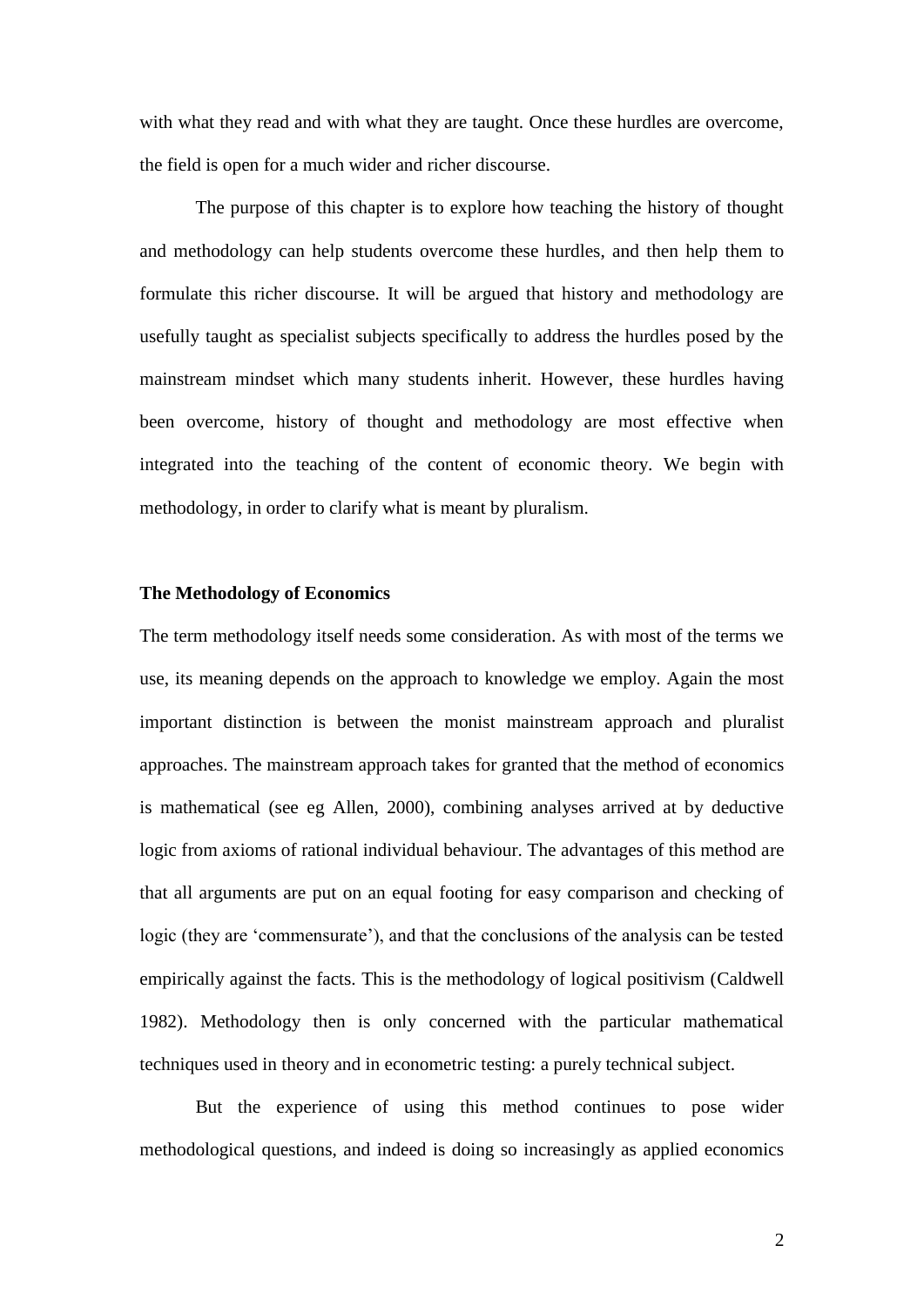with what they read and with what they are taught. Once these hurdles are overcome, the field is open for a much wider and richer discourse.

The purpose of this chapter is to explore how teaching the history of thought and methodology can help students overcome these hurdles, and then help them to formulate this richer discourse. It will be argued that history and methodology are usefully taught as specialist subjects specifically to address the hurdles posed by the mainstream mindset which many students inherit. However, these hurdles having been overcome, history of thought and methodology are most effective when integrated into the teaching of the content of economic theory. We begin with methodology, in order to clarify what is meant by pluralism.

## The Methodology of Economics

The term methodology itself needs some consideration. As with most of the terms we use, its meaning depends on the approach to knowledge we employ. Again the most important distinction is between the monist mainstream approach and pluralist approaches. The mainstream approach takes for granted that the method of economics is mathematical (see eg Allen, 2000), combining analyses arrived at by deductive logic from axioms of rational individual behaviour. The advantages of this method are that all arguments are put on an equal footing for easy comparison and checking of logic (they are 'commensurate'), and that the conclusions of the analysis can be tested empirically against the facts. This is the methodology of logical positivism (Caldwell 1982). Methodology then is only concerned with the particular mathematical techniques used in theory and in econometric testing: a purely technical subject.

But the experience of using this method continues to pose wider methodological questions, and indeed is doing so increasingly as applied economics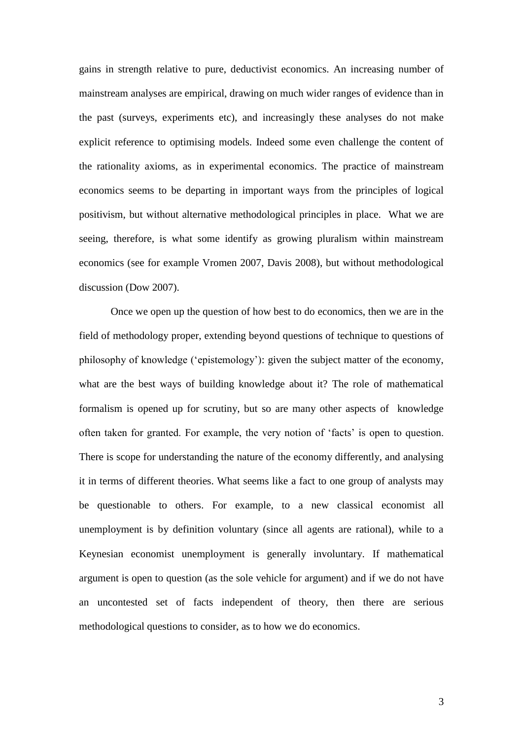gains in strength relative to pure, deductivist economics. An increasing number of mainstream analyses are empirical, drawing on much wider ranges of evidence than in the past (surveys, experiments etc), and increasingly these analyses do not make explicit reference to optimising models. Indeed some even challenge the content of the rationality axioms, as in experimental economics. The practice of mainstream economics seems to be departing in important ways from the principles of logical positivism, but without alternative methodological principles in place. What we are seeing, therefore, is what some identify as growing pluralism within mainstream economics (see for example Vromen 2007, Davis 2008), but without methodological discussion (Dow 2007).

Once we open up the question of how best to do economics, then we are in the field of methodology proper, extending beyond questions of technique to questions of philosophy of knowledge ('epistemology'): given the subject matter of the economy, what are the best ways of building knowledge about it? The role of mathematical formalism is opened up for scrutiny, but so are many other aspects of knowledge often taken for granted. For example, the very notion of 'facts' is open to question. There is scope for understanding the nature of the economy differently, and analysing it in terms of different theories. What seems like a fact to one group of analysts may be questionable to others. For example, to a new classical economist all unemployment is by definition voluntary (since all agents are rational), while to a Keynesian economist unemployment is generally involuntary. If mathematical argument is open to question (as the sole vehicle for argument) and if we do not have an uncontested set of facts independent of theory, then there are serious methodological questions to consider, as to how we do economics.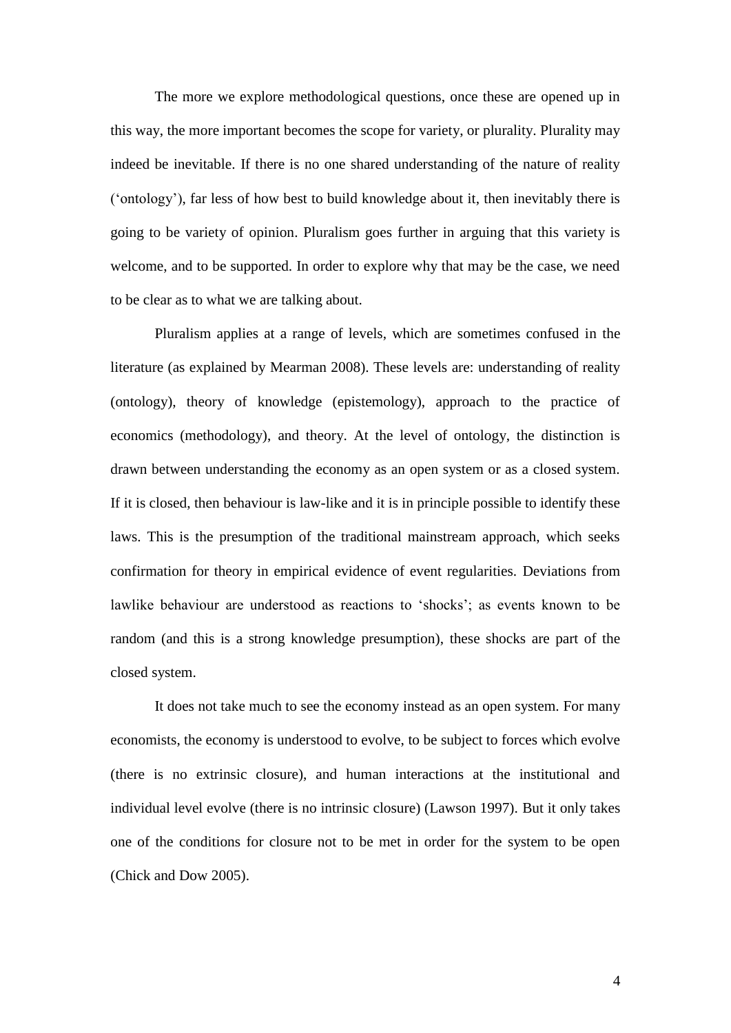The more we explore methodological questions, once these are opened up in this way, the more important becomes the scope for variety, or plurality. Plurality may indeed be inevitable. If there is no one shared understanding of the nature of reality ('ontology'), far less of how best to build knowledge about it, then inevitably there is going to be variety of opinion. Pluralism goes further in arguing that this variety is welcome, and to be supported. In order to explore why that may be the case, we need to be clear as to what we are talking about.

Pluralism applies at a range of levels, which are sometimes confused in the literature (as explained by Mearman 2008). These levels are: understanding of reality (ontology), theory of knowledge (epistemology), approach to the practice of economics (methodology), and theory. At the level of ontology, the distinction is drawn between understanding the economy as an open system or as a closed system. If it is closed, then behaviour is law-like and it is in principle possible to identify these laws. This is the presumption of the traditional mainstream approach, which seeks confirmation for theory in empirical evidence of event regularities. Deviations from lawlike behaviour are understood as reactions to 'shocks'; as events known to be random (and this is a strong knowledge presumption), these shocks are part of the closed system.

It does not take much to see the economy instead as an open system. For many economists, the economy is understood to evolve, to be subject to forces which evolve (there is no extrinsic closure), and human interactions at the institutional and individual level evolve (there is no intrinsic closure) (Lawson 1997). But it only takes one of the conditions for closure not to be met in order for the system to be open (Chick and Dow 2005).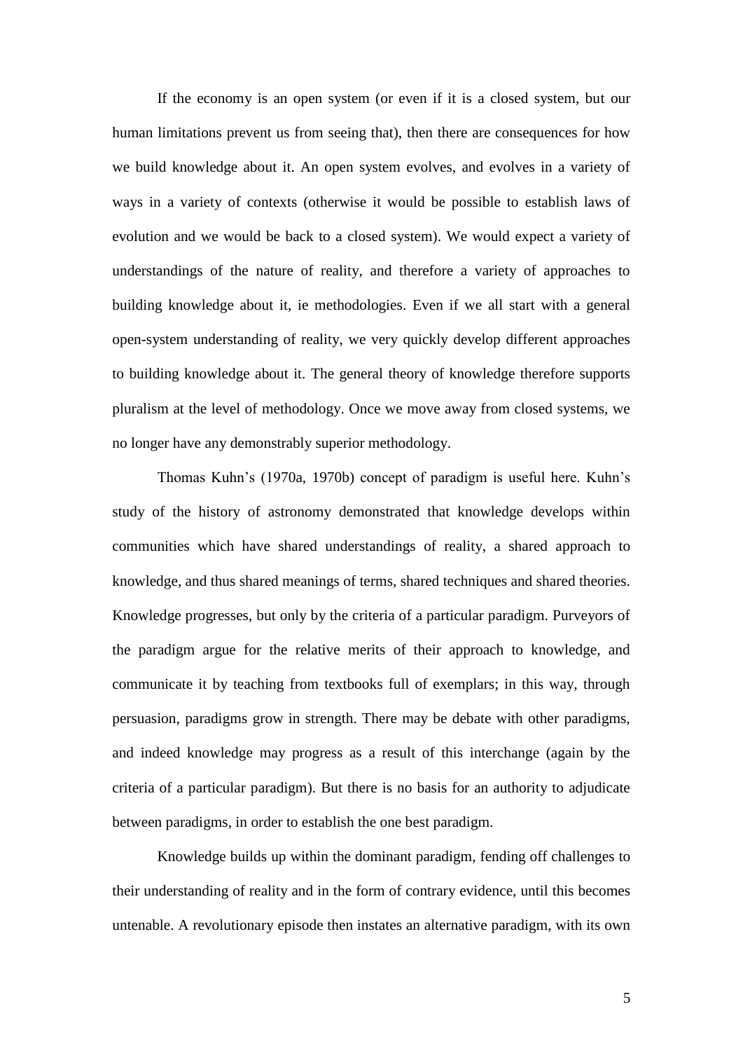If the economy is an open system (or even if it is a closed system, but our human limitations prevent us from seeing that), then there are consequences for how we build knowledge about it. An open system evolves, and evolves in a variety of ways in a variety of contexts (otherwise it would be possible to establish laws of evolution and we would be back to a closed system). We would expect a variety of understandings of the nature of reality, and therefore a variety of approaches to building knowledge about it, ie methodologies. Even if we all start with a general open-system understanding of reality, we very quickly develop different approaches to building knowledge about it. The general theory of knowledge therefore supports pluralism at the level of methodology. Once we move away from closed systems, we no longer have any demonstrably superior methodology.

Thomas Kuhn's (1970a, 1970b) concept of paradigm is useful here. Kuhn's study of the history of astronomy demonstrated that knowledge develops within communities which have shared understandings of reality, a shared approach to knowledge, and thus shared meanings of terms, shared techniques and shared theories. Knowledge progresses, but only by the criteria of a particular paradigm. Purveyors of the paradigm argue for the relative merits of their approach to knowledge, and communicate it by teaching from textbooks full of exemplars; in this way, through persuasion, paradigms grow in strength. There may be debate with other paradigms, and indeed knowledge may progress as a result of this interchange (again by the criteria of a particular paradigm). But there is no basis for an authority to adjudicate between paradigms, in order to establish the one best paradigm.

Knowledge builds up within the dominant paradigm, fending off challenges to their understanding of reality and in the form of contrary evidence, until this becomes untenable. A revolutionary episode then instates an alternative paradigm, with its own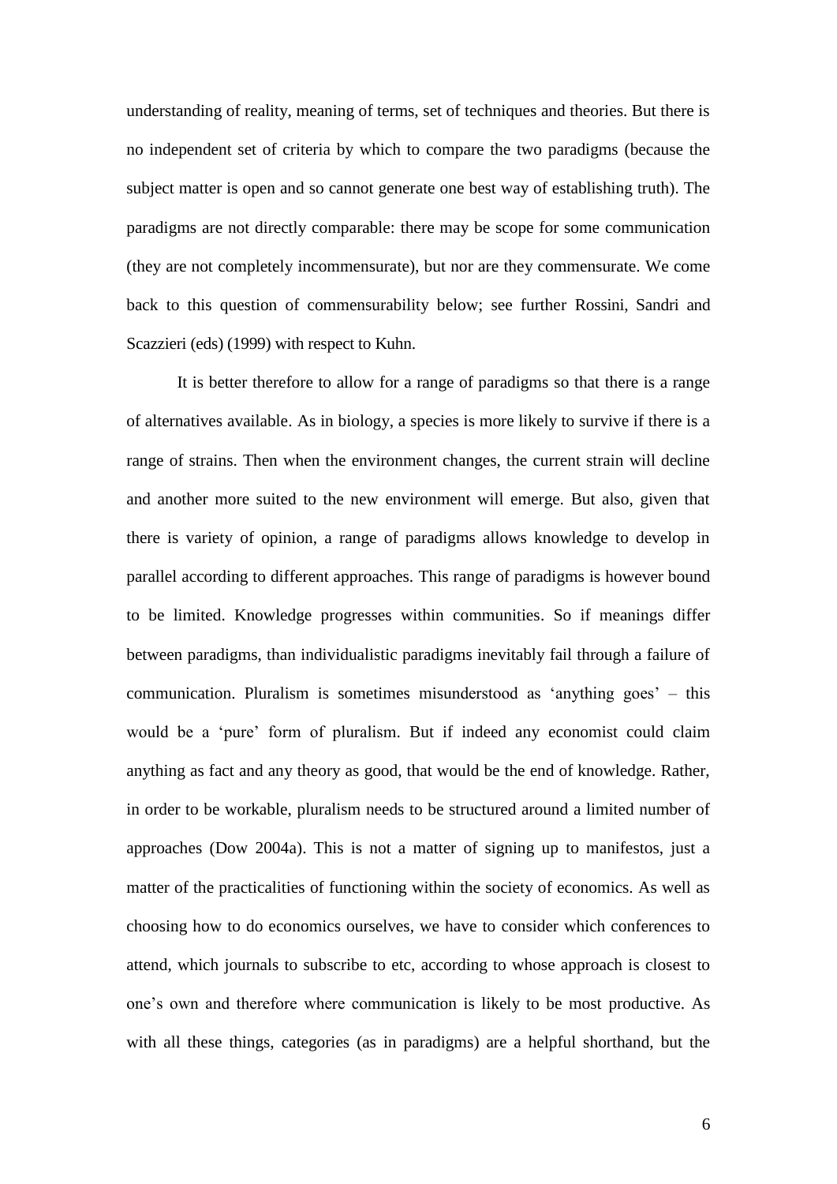understanding of reality, meaning of terms, set of techniques and theories. But there is no independent set of criteria by which to compare the two paradigms (because the subject matter is open and so cannot generate one best way of establishing truth). The paradigms are not directly comparable: there may be scope for some communication (they are not completely incommensurate), but nor are they commensurate. We come back to this question of commensurability below; see further Rossini, Sandri and Scazzieri (eds) (1999) with respect to Kuhn.

It is better therefore to allow for a range of paradigms so that there is a range of alternatives available. As in biology, a species is more likely to survive if there is a range of strains. Then when the environment changes, the current strain will decline and another more suited to the new environment will emerge. But also, given that there is variety of opinion, a range of paradigms allows knowledge to develop in parallel according to different approaches. This range of paradigms is however bound to be limited. Knowledge progresses within communities. So if meanings differ between paradigms, than individualistic paradigms inevitably fail through a failure of communication. Pluralism is sometimes misunderstood as 'anything goes' – this would be a 'pure' form of pluralism. But if indeed any economist could claim anything as fact and any theory as good, that would be the end of knowledge. Rather, in order to be workable, pluralism needs to be structured around a limited number of approaches (Dow 2004a). This is not a matter of signing up to manifestos, just a matter of the practicalities of functioning within the society of economics. As well as choosing how to do economics ourselves, we have to consider which conferences to attend, which journals to subscribe to etc, according to whose approach is closest to one's own and therefore where communication is likely to be most productive. As with all these things, categories (as in paradigms) are a helpful shorthand, but the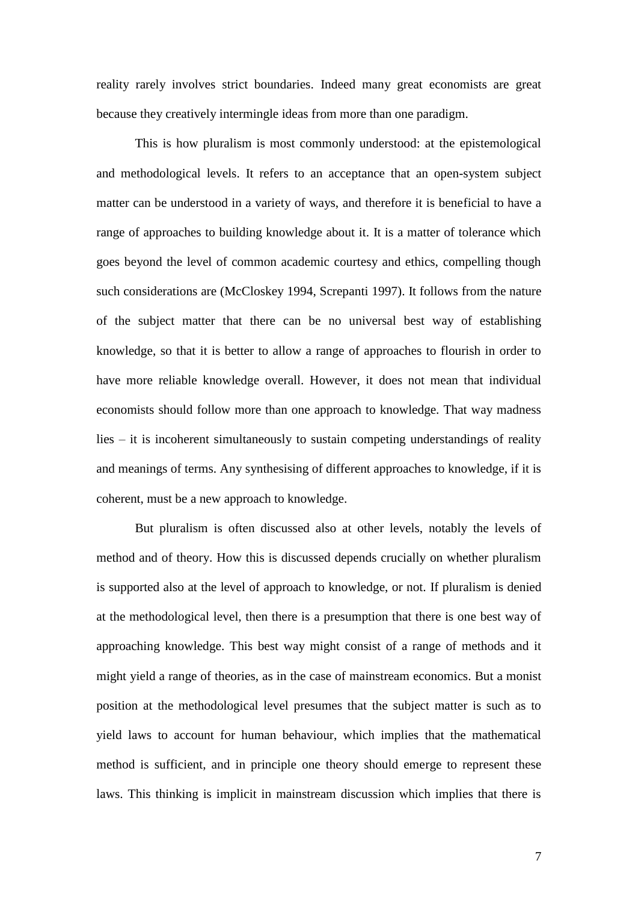reality rarely involves strict boundaries. Indeed many great economists are great because they creatively intermingle ideas from more than one paradigm.

This is how pluralism is most commonly understood: at the epistemological and methodological levels. It refers to an acceptance that an open-system subject matter can be understood in a variety of ways, and therefore it is beneficial to have a range of approaches to building knowledge about it. It is a matter of tolerance which goes beyond the level of common academic courtesy and ethics, compelling though such considerations are (McCloskey 1994, Screpanti 1997). It follows from the nature of the subject matter that there can be no universal best way of establishing knowledge, so that it is better to allow a range of approaches to flourish in order to have more reliable knowledge overall. However, it does not mean that individual economists should follow more than one approach to knowledge. That way madness lies – it is incoherent simultaneously to sustain competing understandings of reality and meanings of terms. Any synthesising of different approaches to knowledge, if it is coherent, must be a new approach to knowledge.

But pluralism is often discussed also at other levels, notably the levels of method and of theory. How this is discussed depends crucially on whether pluralism is supported also at the level of approach to knowledge, or not. If pluralism is denied at the methodological level, then there is a presumption that there is one best way of approaching knowledge. This best way might consist of a range of methods and it might yield a range of theories, as in the case of mainstream economics. But a monist position at the methodological level presumes that the subject matter is such as to yield laws to account for human behaviour, which implies that the mathematical method is sufficient, and in principle one theory should emerge to represent these laws. This thinking is implicit in mainstream discussion which implies that there is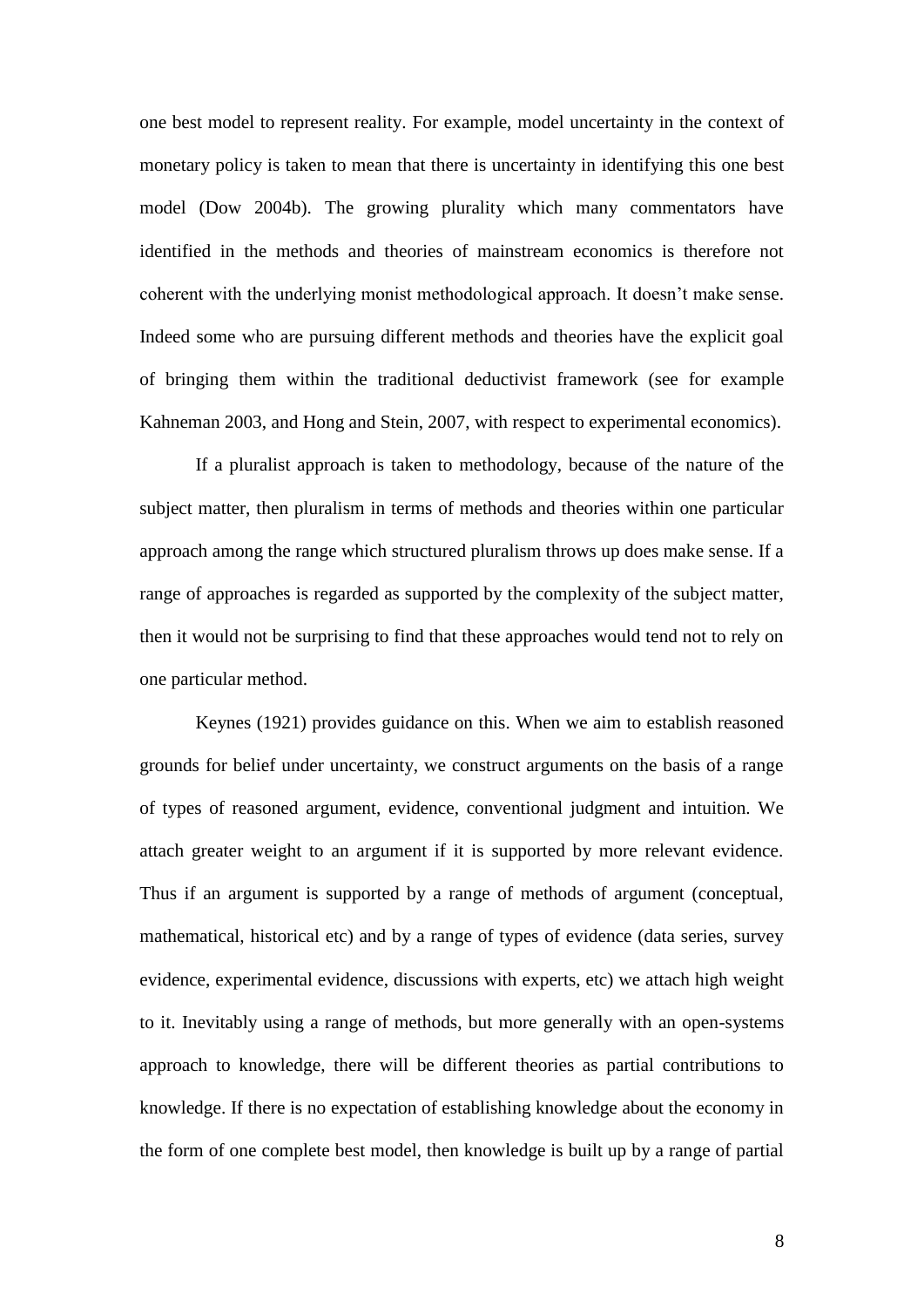one best model to represent reality. For example, model uncertainty in the context of monetary policy is taken to mean that there is uncertainty in identifying this one best model (Dow 2004b). The growing plurality which many commentators have identified in the methods and theories of mainstream economics is therefore not coherent with the underlying monist methodological approach. It doesn't make sense. Indeed some who are pursuing different methods and theories have the explicit goal of bringing them within the traditional deductivist framework (see for example Kahneman 2003, and Hong and Stein, 2007, with respect to experimental economics).

If a pluralist approach is taken to methodology, because of the nature of the subject matter, then pluralism in terms of methods and theories within one particular approach among the range which structured pluralism throws up does make sense. If a range of approaches is regarded as supported by the complexity of the subject matter, then it would not be surprising to find that these approaches would tend not to rely on one particular method.

Keynes (1921) provides guidance on this. When we aim to establish reasoned grounds for belief under uncertainty, we construct arguments on the basis of a range of types of reasoned argument, evidence, conventional judgment and intuition. We attach greater weight to an argument if it is supported by more relevant evidence. Thus if an argument is supported by a range of methods of argument (conceptual, mathematical, historical etc) and by a range of types of evidence (data series, survey evidence, experimental evidence, discussions with experts, etc) we attach high weight to it. Inevitably using a range of methods, but more generally with an open-systems approach to knowledge, there will be different theories as partial contributions to knowledge. If there is no expectation of establishing knowledge about the economy in the form of one complete best model, then knowledge is built up by a range of partial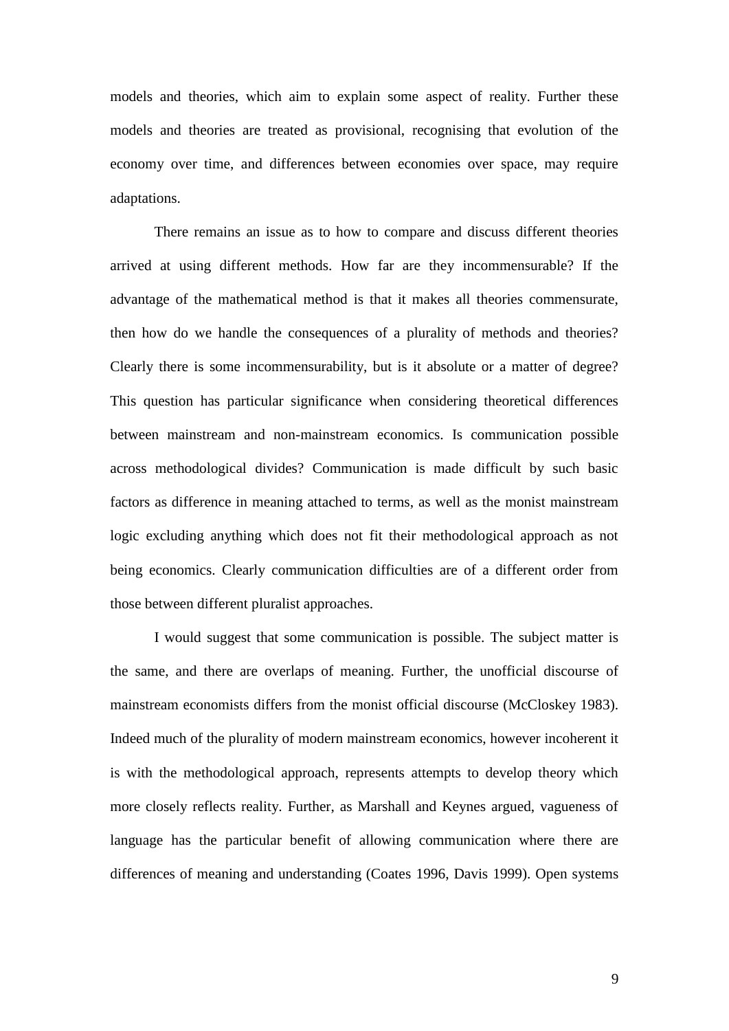models and theories, which aim to explain some aspect of reality. Further these models and theories are treated as provisional, recognising that evolution of the economy over time, and differences between economies over space, may require adaptations.

There remains an issue as to how to compare and discuss different theories arrived at using different methods. How far are they incommensurable? If the advantage of the mathematical method is that it makes all theories commensurate, then how do we handle the consequences of a plurality of methods and theories? Clearly there is some incommensurability, but is it absolute or a matter of degree? This question has particular significance when considering theoretical differences between mainstream and non-mainstream economics. Is communication possible across methodological divides? Communication is made difficult by such basic factors as difference in meaning attached to terms, as well as the monist mainstream logic excluding anything which does not fit their methodological approach as not being economics. Clearly communication difficulties are of a different order from those between different pluralist approaches.

I would suggest that some communication is possible. The subject matter is the same, and there are overlaps of meaning. Further, the unofficial discourse of mainstream economists differs from the monist official discourse (McCloskey 1983). Indeed much of the plurality of modern mainstream economics, however incoherent it is with the methodological approach, represents attempts to develop theory which more closely reflects reality. Further, as Marshall and Keynes argued, vagueness of language has the particular benefit of allowing communication where there are differences of meaning and understanding (Coates 1996, Davis 1999). Open systems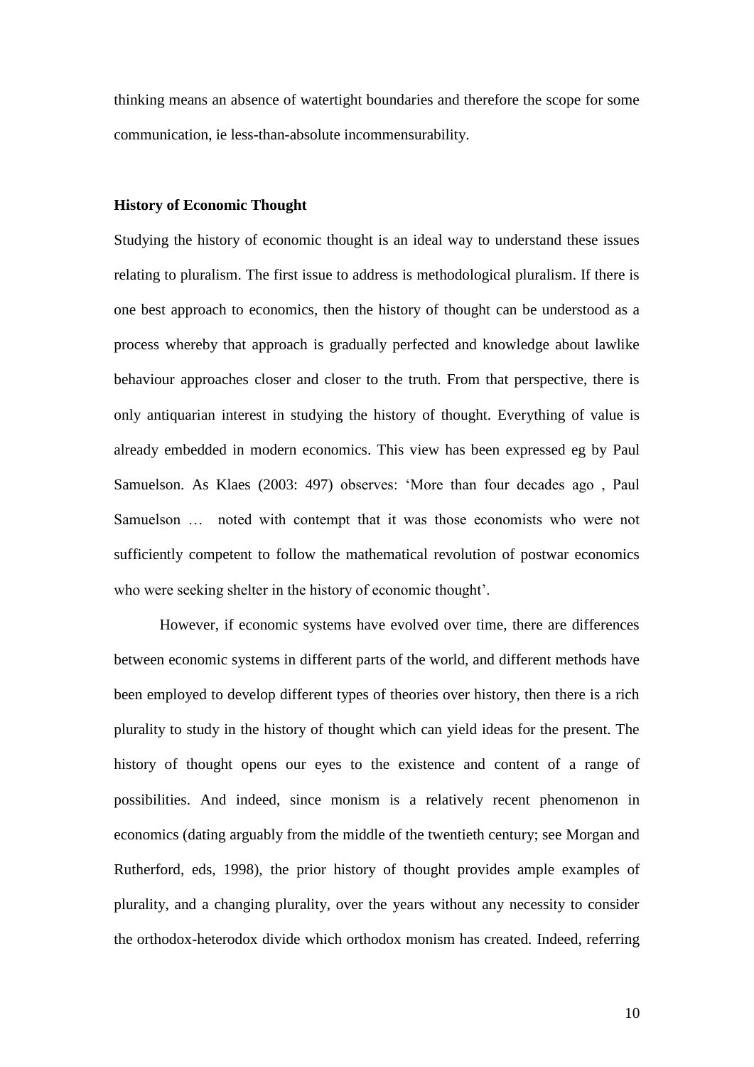thinking means an absence of watertight boundaries and therefore the scope for some communication, ie less-than-absolute incommensurability.

**History of Economic Thought**

Studying the history of economic thought is an ideal way to understand these issues relating to pluralism. The first issue to address is methodological pluralism. If there is one best approach to economics, then the history of thought can be understood as a process whereby that approach is gradually perfected and knowledge about lawlike behaviour approaches closer and closer to the truth. From that perspective, there is only antiquarian interest in studying the history of thought. Everything of value is already embedded in modern economics. This view has been expressed eg by Paul Samuelson. As Klaes (2003: 497) observes: 'More than four decades ago , Paul Samuelson … noted with contempt that it was those economists who were not sufficiently competent to follow the mathematical revolution of postwar economics who were seeking shelter in the history of economic thought'.

However, if economic systems have evolved over time, there are differences between economic systems in different parts of the world, and different methods have been employed to develop different types of theories over history, then there is a rich plurality to study in the history of thought which can yield ideas for the present. The history of thought opens our eyes to the existence and content of a range of possibilities. And indeed, since monism is a relatively recent phenomenon in economics (dating arguably from the middle of the twentieth century; see Morgan and Rutherford, eds, 1998), the prior history of thought provides ample examples of plurality, and a changing plurality, over the years without any necessity to consider the orthodox-heterodox divide which orthodox monism has created. Indeed, referring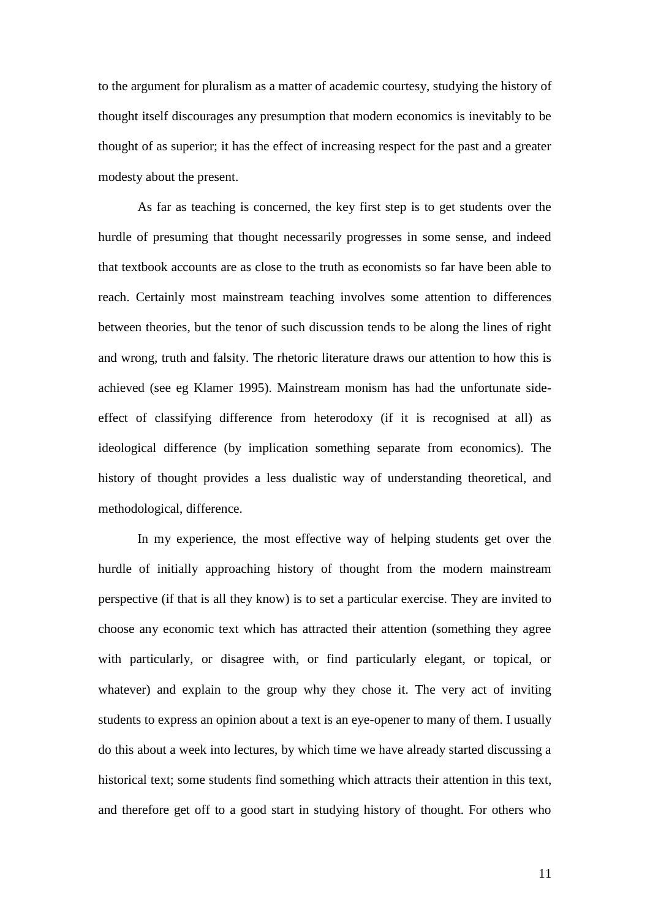to the argument for pluralism as a matter of academic courtesy, studying the history of thought itself discourages any presumption that modern economics is inevitably to be thought of as superior; it has the effect of increasing respect for the past and a greater modesty about the present.

As far as teaching is concerned, the key first step is to get students over the hurdle of presuming that thought necessarily progresses in some sense, and indeed that textbook accounts are as close to the truth as economists so far have been able to reach. Certainly most mainstream teaching involves some attention to differences between theories, but the tenor of such discussion tends to be along the lines of right and wrong, truth and falsity. The rhetoric literature draws our attention to how this is achieved (see eg Klamer 1995). Mainstream monism has had the unfortunate side-effect of classifying difference from heterodoxy (if it is recognised at all) as ideological difference (by implication something separate from economics). The history of thought provides a less dualistic way of understanding theoretical, and methodological, difference.

In my experience, the most effective way of helping students get over the hurdle of initially approaching history of thought from the modern mainstream perspective (if that is all they know) is to set a particular exercise. They are invited to choose any economic text which has attracted their attention (something they agree with particularly, or disagree with, or find particularly elegant, or topical, or whatever) and explain to the group why they chose it. The very act of inviting students to express an opinion about a text is an eye-opener to many of them. I usually do this about a week into lectures, by which time we have already started discussing a historical text; some students find something which attracts their attention in this text, and therefore get off to a good start in studying history of thought. For others who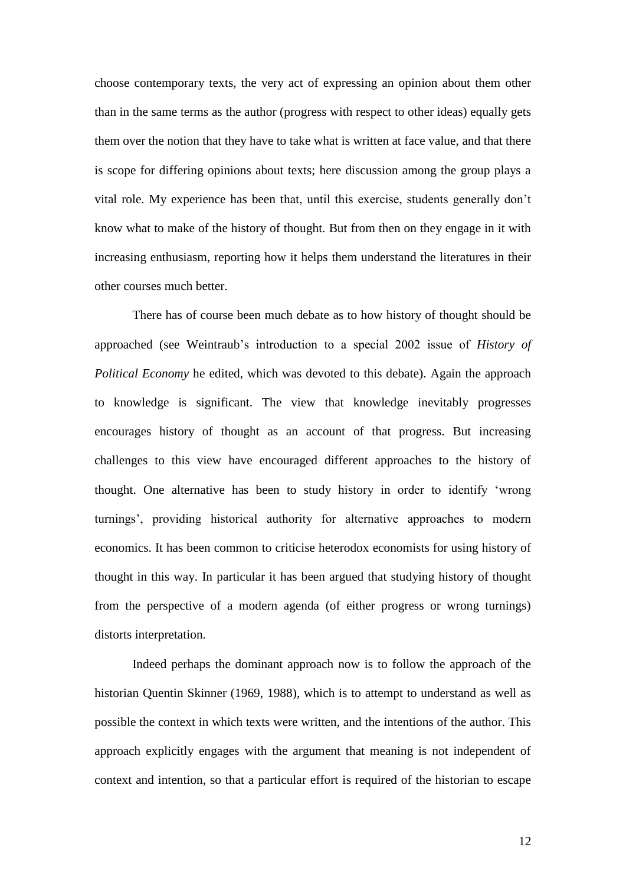choose contemporary texts, the very act of expressing an opinion about them other than in the same terms as the author (progress with respect to other ideas) equally gets them over the notion that they have to take what is written at face value, and that there is scope for differing opinions about texts; here discussion among the group plays a vital role. My experience has been that, until this exercise, students generally don't know what to make of the history of thought. But from then on they engage in it with increasing enthusiasm, reporting how it helps them understand the literatures in their other courses much better.

There has of course been much debate as to how history of thought should be approached (see Weintraub's introduction to a special 2002 issue of *History of Political Economy* he edited, which was devoted to this debate). Again the approach to knowledge is significant. The view that knowledge inevitably progresses encourages history of thought as an account of that progress. But increasing challenges to this view have encouraged different approaches to the history of thought. One alternative has been to study history in order to identify 'wrong turnings', providing historical authority for alternative approaches to modern economics. It has been common to criticise heterodox economists for using history of thought in this way. In particular it has been argued that studying history of thought from the perspective of a modern agenda (of either progress or wrong turnings) distorts interpretation.

Indeed perhaps the dominant approach now is to follow the approach of the historian Quentin Skinner (1969, 1988), which is to attempt to understand as well as possible the context in which texts were written, and the intentions of the author. This approach explicitly engages with the argument that meaning is not independent of context and intention, so that a particular effort is required of the historian to escape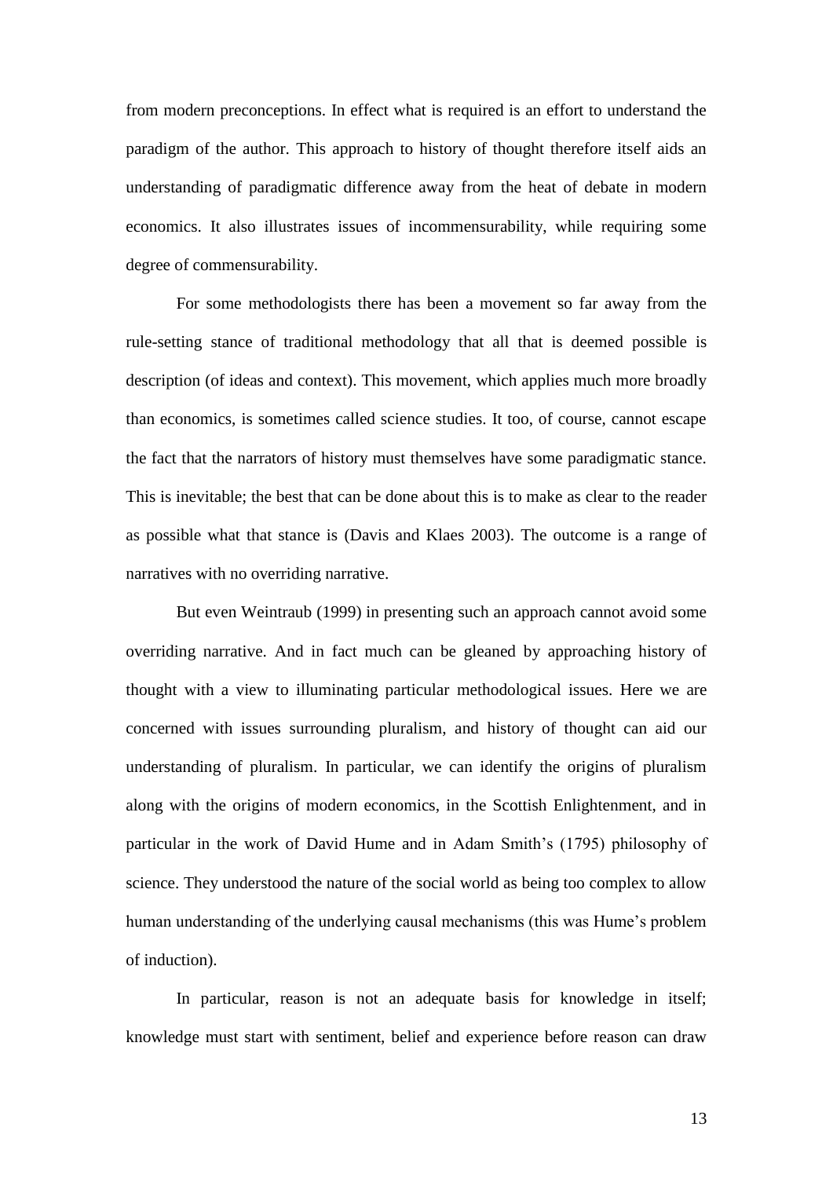from modern preconceptions. In effect what is required is an effort to understand the paradigm of the author. This approach to history of thought therefore itself aids an understanding of paradigmatic difference away from the heat of debate in modern economics. It also illustrates issues of incommensurability, while requiring some degree of commensurability.

For some methodologists there has been a movement so far away from the rule-setting stance of traditional methodology that all that is deemed possible is description (of ideas and context). This movement, which applies much more broadly than economics, is sometimes called science studies. It too, of course, cannot escape the fact that the narrators of history must themselves have some paradigmatic stance. This is inevitable; the best that can be done about this is to make as clear to the reader as possible what that stance is (Davis and Klaes 2003). The outcome is a range of narratives with no overriding narrative.

But even Weintraub (1999) in presenting such an approach cannot avoid some overriding narrative. And in fact much can be gleaned by approaching history of thought with a view to illuminating particular methodological issues. Here we are concerned with issues surrounding pluralism, and history of thought can aid our understanding of pluralism. In particular, we can identify the origins of pluralism along with the origins of modern economics, in the Scottish Enlightenment, and in particular in the work of David Hume and in Adam Smith's (1795) philosophy of science. They understood the nature of the social world as being too complex to allow human understanding of the underlying causal mechanisms (this was Hume's problem of induction).

In particular, reason is not an adequate basis for knowledge in itself; knowledge must start with sentiment, belief and experience before reason can draw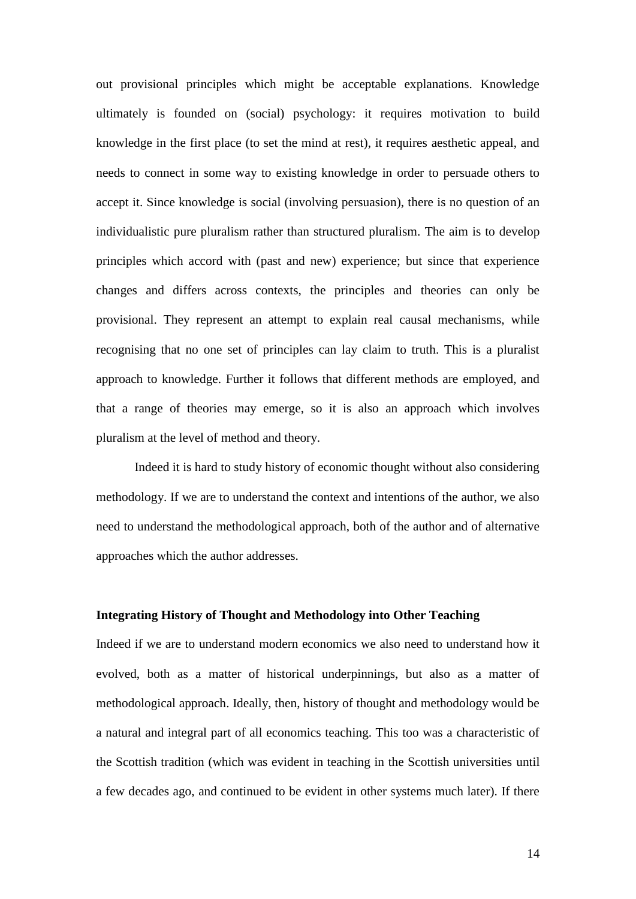out provisional principles which might be acceptable explanations. Knowledge ultimately is founded on (social) psychology: it requires motivation to build knowledge in the first place (to set the mind at rest), it requires aesthetic appeal, and needs to connect in some way to existing knowledge in order to persuade others to accept it. Since knowledge is social (involving persuasion), there is no question of an individualistic pure pluralism rather than structured pluralism. The aim is to develop principles which accord with (past and new) experience; but since that experience changes and differs across contexts, the principles and theories can only be provisional. They represent an attempt to explain real causal mechanisms, while recognising that no one set of principles can lay claim to truth. This is a pluralist approach to knowledge. Further it follows that different methods are employed, and that a range of theories may emerge, so it is also an approach which involves pluralism at the level of method and theory.

Indeed it is hard to study history of economic thought without also considering methodology. If we are to understand the context and intentions of the author, we also need to understand the methodological approach, both of the author and of alternative approaches which the author addresses.

**Integrating History of Thought and Methodology into Other Teaching**

Indeed if we are to understand modern economics we also need to understand how it evolved, both as a matter of historical underpinnings, but also as a matter of methodological approach. Ideally, then, history of thought and methodology would be a natural and integral part of all economics teaching. This too was a characteristic of the Scottish tradition (which was evident in teaching in the Scottish universities until a few decades ago, and continued to be evident in other systems much later). If there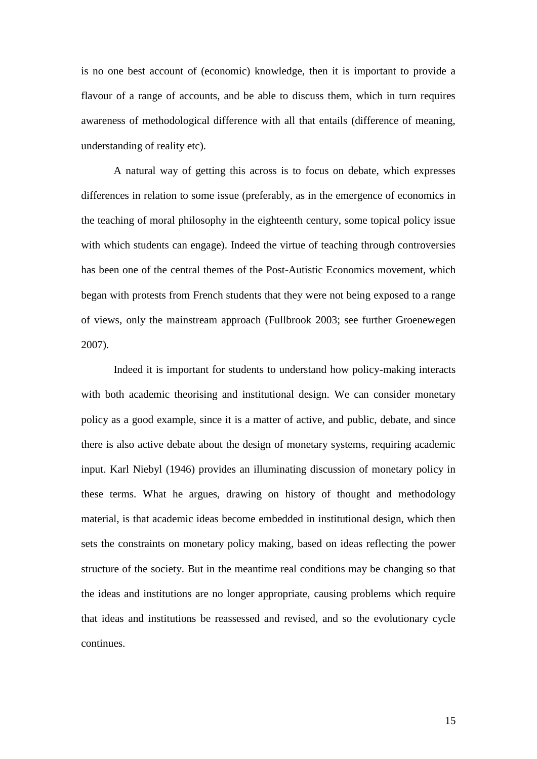is no one best account of (economic) knowledge, then it is important to provide a flavour of a range of accounts, and be able to discuss them, which in turn requires awareness of methodological difference with all that entails (difference of meaning, understanding of reality etc).

A natural way of getting this across is to focus on debate, which expresses differences in relation to some issue (preferably, as in the emergence of economics in the teaching of moral philosophy in the eighteenth century, some topical policy issue with which students can engage). Indeed the virtue of teaching through controversies has been one of the central themes of the Post-Autistic Economics movement, which began with protests from French students that they were not being exposed to a range of views, only the mainstream approach (Fullbrook 2003; see further Groenewegen 2007).

Indeed it is important for students to understand how policy-making interacts with both academic theorising and institutional design. We can consider monetary policy as a good example, since it is a matter of active, and public, debate, and since there is also active debate about the design of monetary systems, requiring academic input. Karl Niebyl (1946) provides an illuminating discussion of monetary policy in these terms. What he argues, drawing on history of thought and methodology material, is that academic ideas become embedded in institutional design, which then sets the constraints on monetary policy making, based on ideas reflecting the power structure of the society. But in the meantime real conditions may be changing so that the ideas and institutions are no longer appropriate, causing problems which require that ideas and institutions be reassessed and revised, and so the evolutionary cycle continues.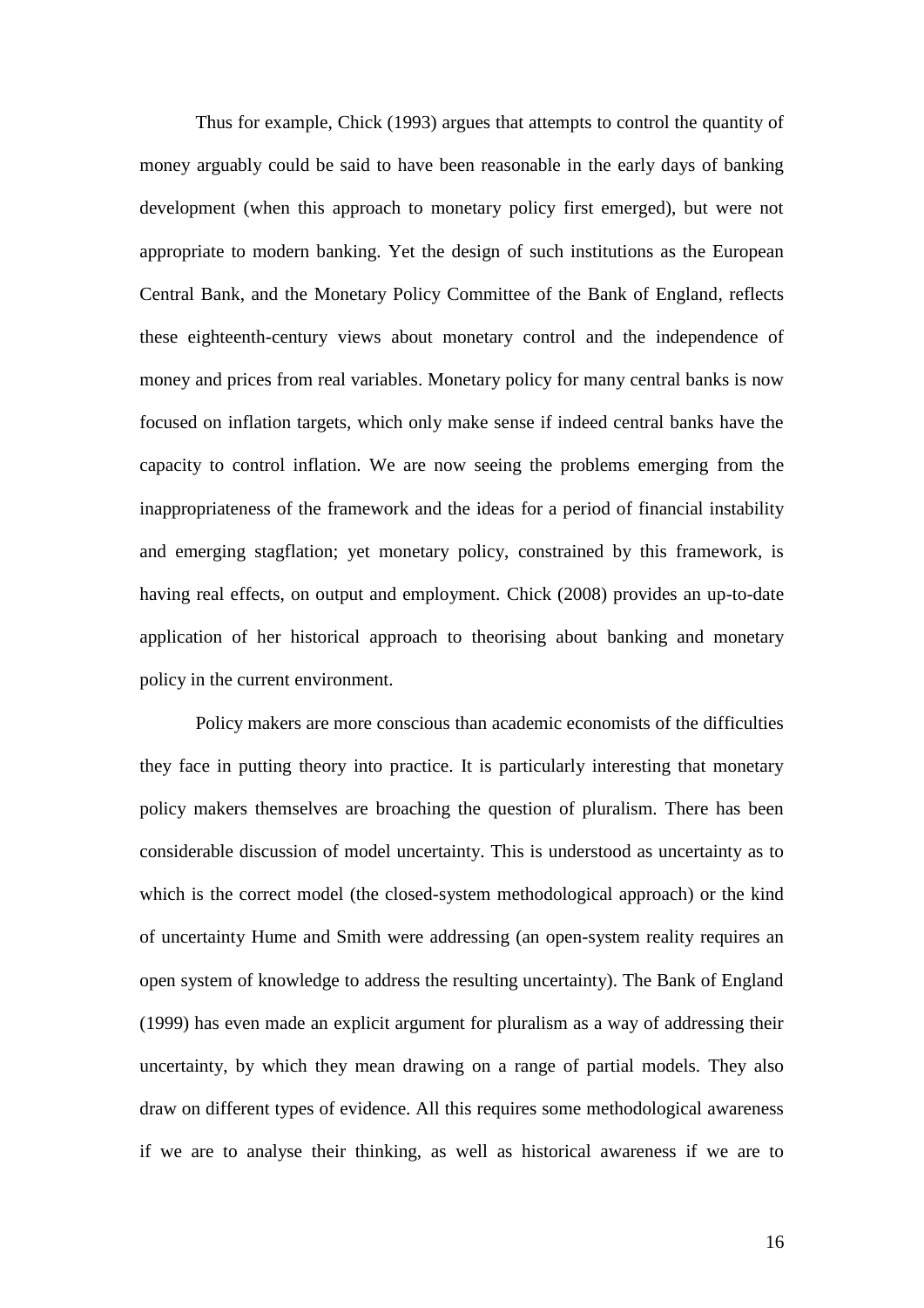Thus for example, Chick (1993) argues that attempts to control the quantity of money arguably could be said to have been reasonable in the early days of banking development (when this approach to monetary policy first emerged), but were not appropriate to modern banking. Yet the design of such institutions as the European Central Bank, and the Monetary Policy Committee of the Bank of England, reflects these eighteenth-century views about monetary control and the independence of money and prices from real variables. Monetary policy for many central banks is now focused on inflation targets, which only make sense if indeed central banks have the capacity to control inflation. We are now seeing the problems emerging from the inappropriateness of the framework and the ideas for a period of financial instability and emerging stagflation; yet monetary policy, constrained by this framework, is having real effects, on output and employment. Chick (2008) provides an up-to-date application of her historical approach to theorising about banking and monetary policy in the current environment.

Policy makers are more conscious than academic economists of the difficulties they face in putting theory into practice. It is particularly interesting that monetary policy makers themselves are broaching the question of pluralism. There has been considerable discussion of model uncertainty. This is understood as uncertainty as to which is the correct model (the closed-system methodological approach) or the kind of uncertainty Hume and Smith were addressing (an open-system reality requires an open system of knowledge to address the resulting uncertainty). The Bank of England (1999) has even made an explicit argument for pluralism as a way of addressing their uncertainty, by which they mean drawing on a range of partial models. They also draw on different types of evidence. All this requires some methodological awareness if we are to analyse their thinking, as well as historical awareness if we are to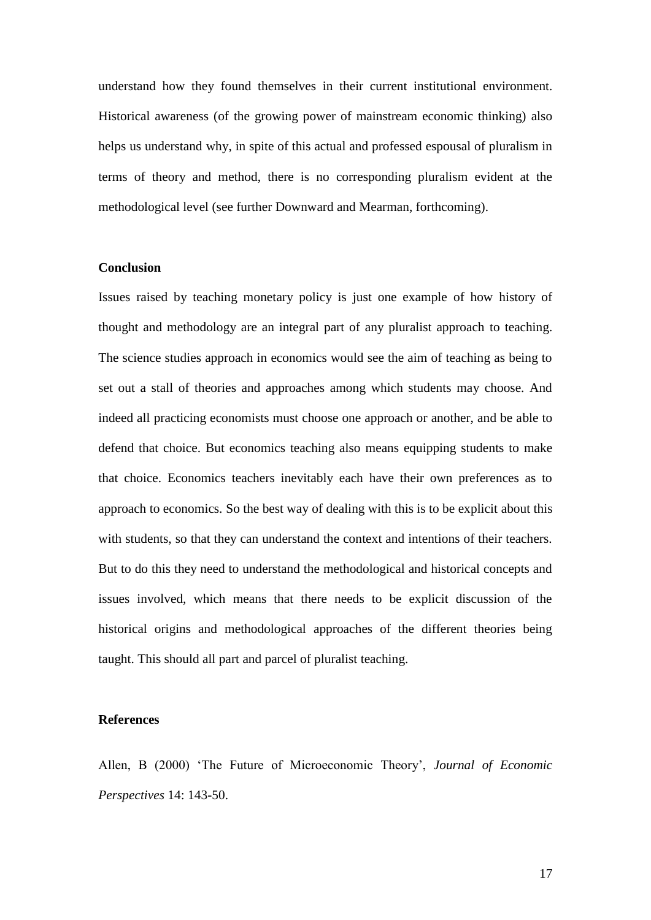understand how they found themselves in their current institutional environment. Historical awareness (of the growing power of mainstream economic thinking) also helps us understand why, in spite of this actual and professed espousal of pluralism in terms of theory and method, there is no corresponding pluralism evident at the methodological level (see further Downward and Mearman, forthcoming).

## Conclusion

Issues raised by teaching monetary policy is just one example of how history of thought and methodology are an integral part of any pluralist approach to teaching. The science studies approach in economics would see the aim of teaching as being to set out a stall of theories and approaches among which students may choose. And indeed all practicing economists must choose one approach or another, and be able to defend that choice. But economics teaching also means equipping students to make that choice. Economics teachers inevitably each have their own preferences as to approach to economics. So the best way of dealing with this is to be explicit about this with students, so that they can understand the context and intentions of their teachers. But to do this they need to understand the methodological and historical concepts and issues involved, which means that there needs to be explicit discussion of the historical origins and methodological approaches of the different theories being taught. This should all part and parcel of pluralist teaching.

## References

Allen, B (2000) 'The Future of Microeconomic Theory', *Journal of Economic Perspectives* 14: 143-50.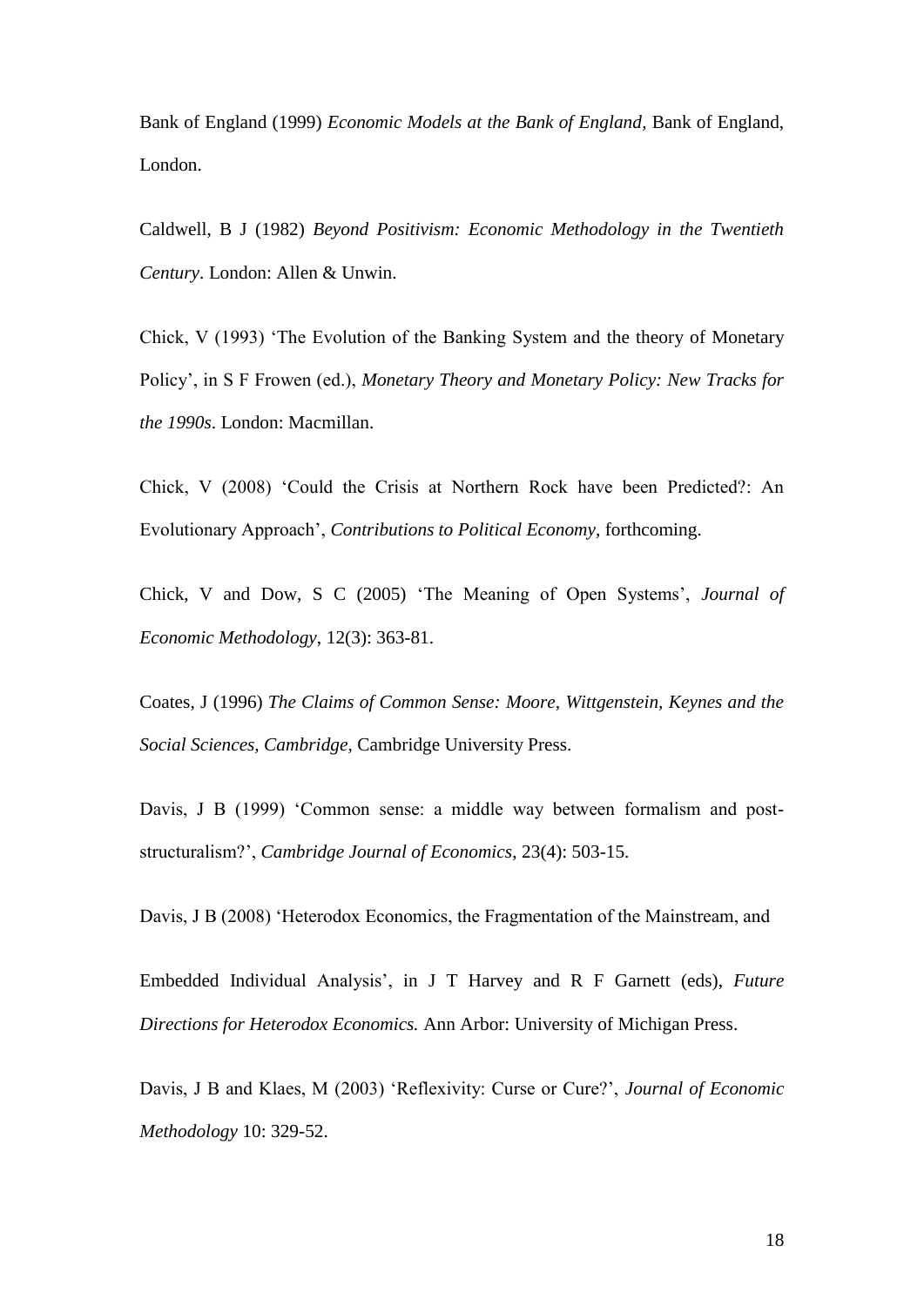Bank of England (1999) *Economic Models at the Bank of England*, Bank of England, London.

Caldwell, B J (1982) *Beyond Positivism: Economic Methodology in the Twentieth Century*. London: Allen & Unwin.

Chick, V (1993) 'The Evolution of the Banking System and the theory of Monetary Policy', in S F Frowen (ed.), *Monetary Theory and Monetary Policy: New Tracks for the 1990s*. London: Macmillan.

Chick, V (2008) 'Could the Crisis at Northern Rock have been Predicted?: An Evolutionary Approach', *Contributions to Political Economy*, forthcoming.

Chick, V and Dow, S C (2005) 'The Meaning of Open Systems', *Journal of Economic Methodology*, 12(3): 363-81.

Coates, J (1996) *The Claims of Common Sense: Moore, Wittgenstein, Keynes and the Social Sciences, Cambridge*, Cambridge University Press.

Davis, J B (1999) 'Common sense: a middle way between formalism and post-structuralism?', *Cambridge Journal of Economics*, 23(4): 503-15.

Davis, J B (2008) 'Heterodox Economics, the Fragmentation of the Mainstream, and Embedded Individual Analysis', in J T Harvey and R F Garnett (eds), *Future Directions for Heterodox Economics.* Ann Arbor: University of Michigan Press.

Davis, J B and Klaes, M (2003) 'Reflexivity: Curse or Cure?', *Journal of Economic Methodology* 10: 329-52.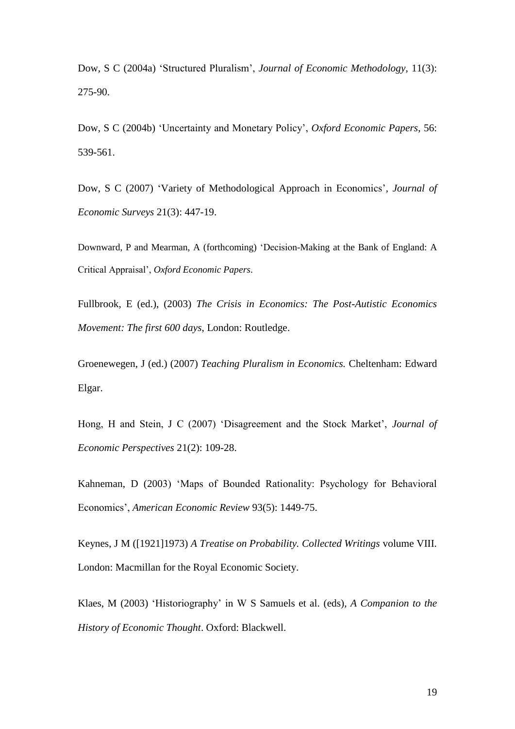Dow, S C (2004a) 'Structured Pluralism', *Journal of Economic Methodology*, 11(3): 275-90.

Dow, S C (2004b) 'Uncertainty and Monetary Policy', *Oxford Economic Papers*, 56: 539-561.

Dow, S C (2007) 'Variety of Methodological Approach in Economics', *Journal of Economic Surveys* 21(3): 447-19.

Downward, P and Mearman, A (forthcoming) 'Decision-Making at the Bank of England: A Critical Appraisal', *Oxford Economic Papers*.

Fullbrook, E (ed.), (2003) *The Crisis in Economics: The Post-Autistic Economics Movement: The first 600 days*, London: Routledge.

Groenewegen, J (ed.) (2007) *Teaching Pluralism in Economics.* Cheltenham: Edward Elgar.

Hong, H and Stein, J C (2007) 'Disagreement and the Stock Market', *Journal of Economic Perspectives* 21(2): 109-28.

Kahneman, D (2003) 'Maps of Bounded Rationality: Psychology for Behavioral Economics', *American Economic Review* 93(5): 1449-75.

Keynes, J M ([1921]1973) *A Treatise on Probability. Collected Writings* volume VIII. London: Macmillan for the Royal Economic Society.

Klaes, M (2003) 'Historiography' in W S Samuels et al. (eds), *A Companion to the History of Economic Thought*. Oxford: Blackwell.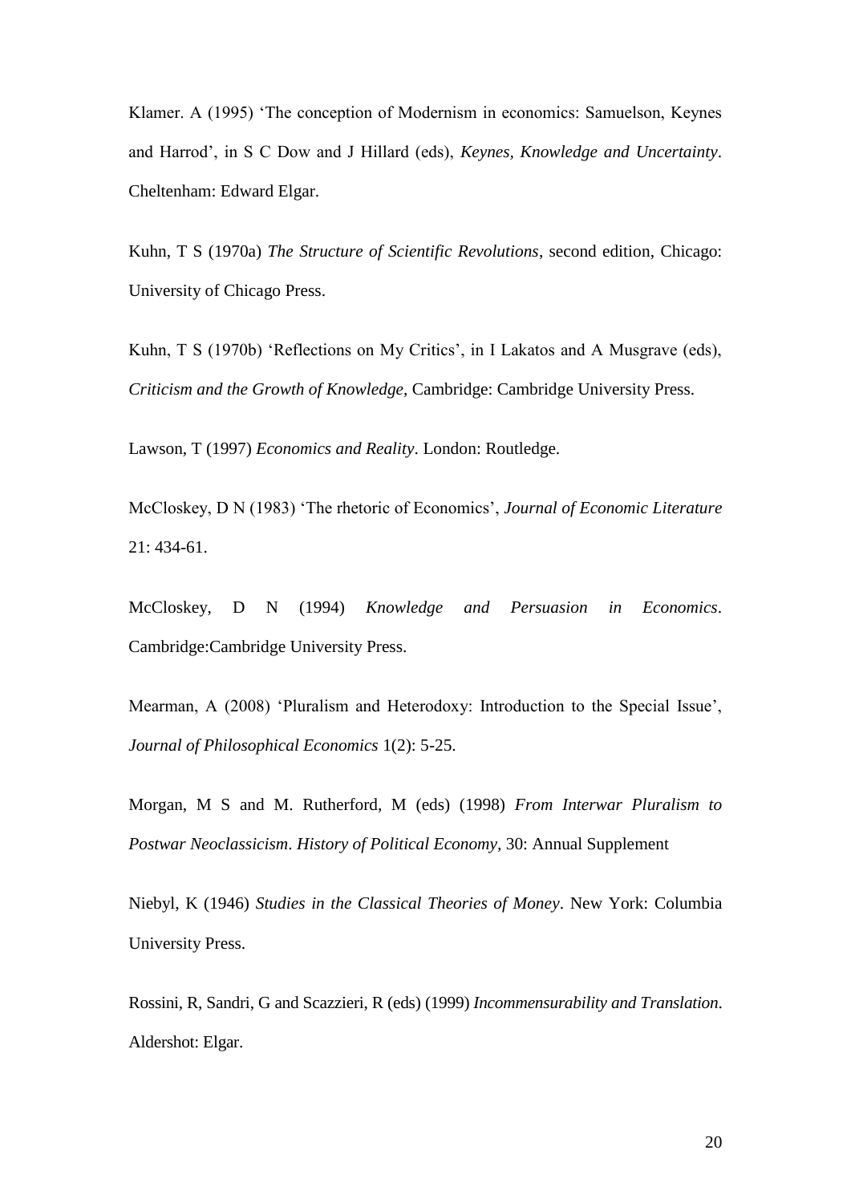Klamer. A (1995) 'The conception of Modernism in economics: Samuelson, Keynes and Harrod', in S C Dow and J Hillard (eds), *Keynes, Knowledge and Uncertainty*. Cheltenham: Edward Elgar.

Kuhn, T S (1970a) *The Structure of Scientific Revolutions*, second edition, Chicago: University of Chicago Press.

Kuhn, T S (1970b) 'Reflections on My Critics', in I Lakatos and A Musgrave (eds), *Criticism and the Growth of Knowledge*, Cambridge: Cambridge University Press.

Lawson, T (1997) *Economics and Reality*. London: Routledge.

McCloskey, D N (1983) 'The rhetoric of Economics', *Journal of Economic Literature* 21: 434-61.

McCloskey, D N (1994) *Knowledge and Persuasion in Economics*. Cambridge:Cambridge University Press.

Mearman, A (2008) 'Pluralism and Heterodoxy: Introduction to the Special Issue', *Journal of Philosophical Economics* 1(2): 5-25.

Morgan, M S and M. Rutherford, M (eds) (1998) *From Interwar Pluralism to Postwar Neoclassicism*. *History of Political Economy,* 30: Annual Supplement

Niebyl, K (1946) *Studies in the Classical Theories of Money*. New York: Columbia University Press.

Rossini, R, Sandri, G and Scazzieri, R (eds) (1999) *Incommensurability and Translation*. Aldershot: Elgar.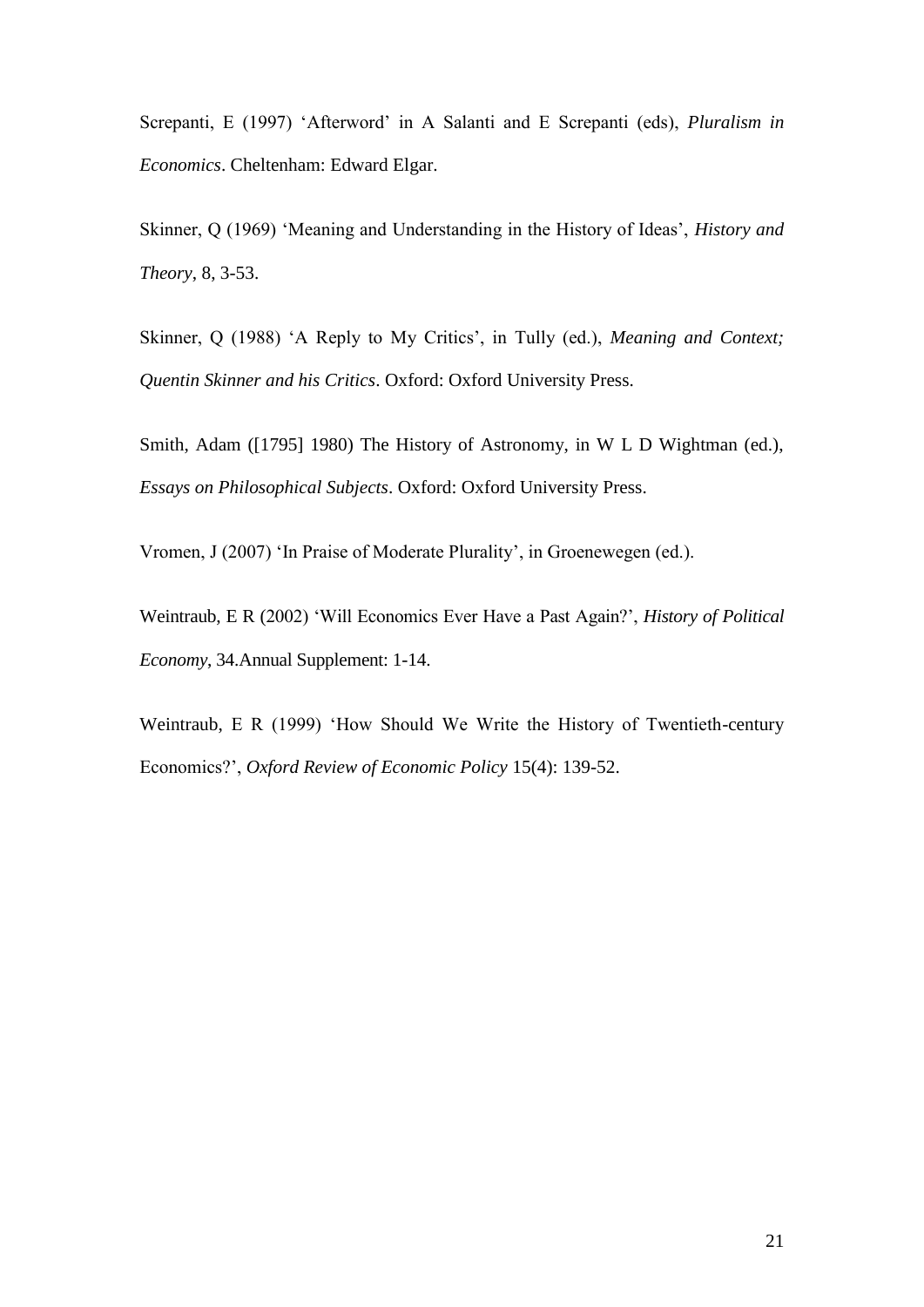Screpanti, E (1997) 'Afterword' in A Salanti and E Screpanti (eds), *Pluralism in Economics*. Cheltenham: Edward Elgar.

Skinner, Q (1969) 'Meaning and Understanding in the History of Ideas', *History and Theory*, 8, 3-53.

Skinner, Q (1988) 'A Reply to My Critics', in Tully (ed.), *Meaning and Context; Quentin Skinner and his Critics*. Oxford: Oxford University Press.

Smith, Adam ([1795] 1980) The History of Astronomy, in W L D Wightman (ed.), *Essays on Philosophical Subjects*. Oxford: Oxford University Press.

Vromen, J (2007) 'In Praise of Moderate Plurality', in Groenewegen (ed.).

Weintraub, E R (2002) 'Will Economics Ever Have a Past Again?', *History of Political Economy*, 34.Annual Supplement: 1-14.

Weintraub, E R (1999) 'How Should We Write the History of Twentieth-century Economics?', *Oxford Review of Economic Policy* 15(4): 139-52.